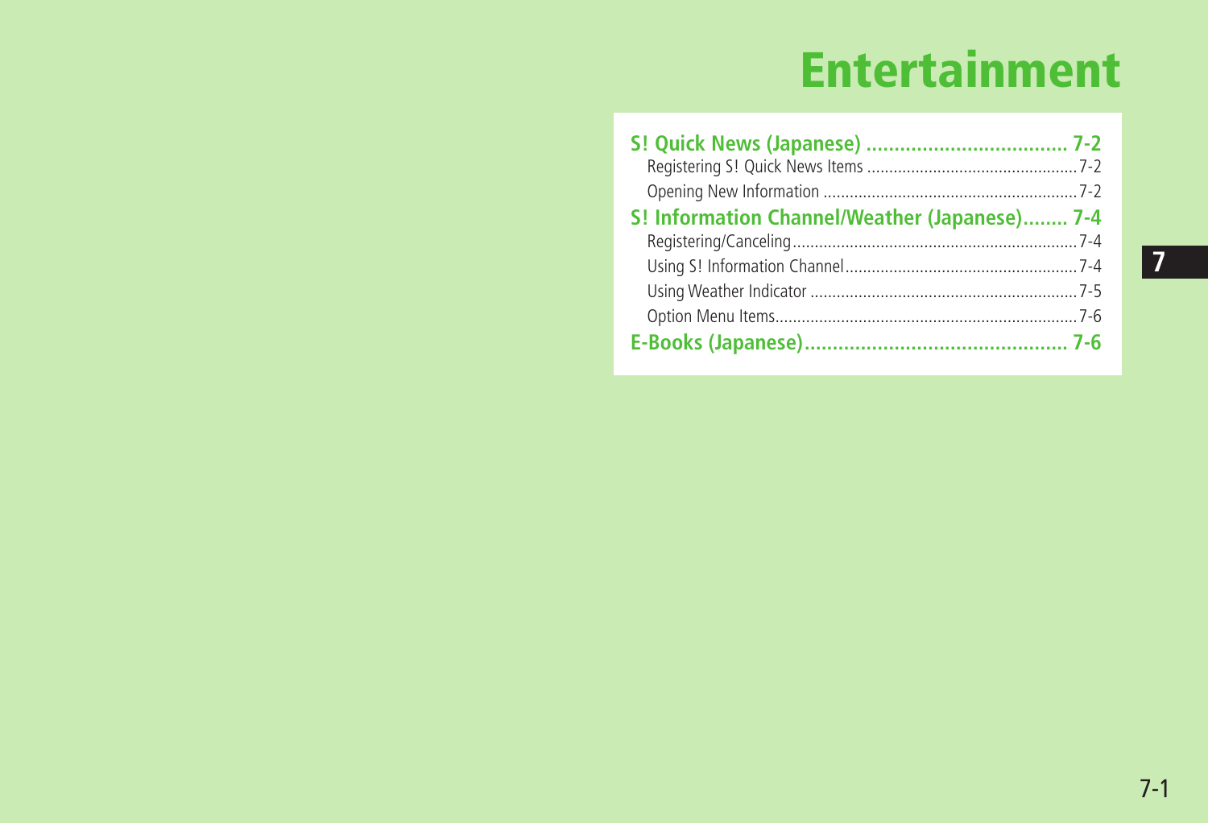# Entertainment

- **S! Quick News (Japanese) .................................... 7-2**
  - Registering S! Quick News Items ................................................ 7-2
  - Opening New Information .......................................................... 7-2
- **S! Information Channel/Weather (Japanese)........ 7-4**
  - Registering/Canceling.................................................................. 7-4
  - Using S! Information Channel..................................................... 7-4
  - Using Weather Indicator ............................................................. 7-5
  - Option Menu Items...................................................................... 7-6
- **E-Books (Japanese)............................................... 7-6**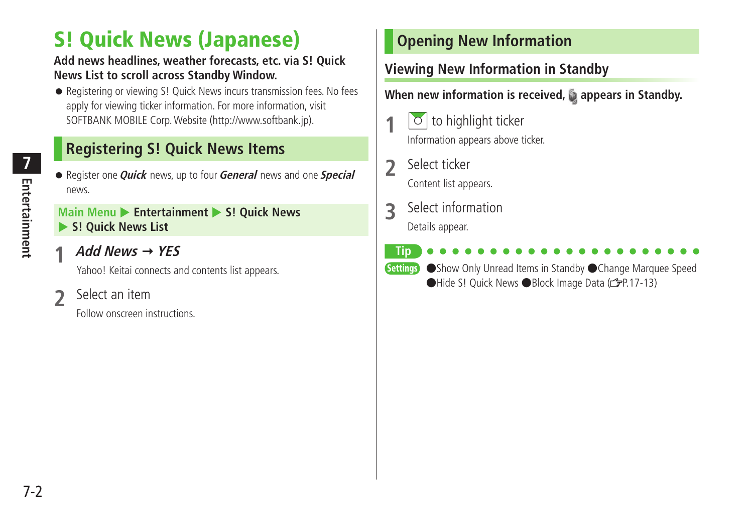# S! Quick News (Japanese)

**Add news headlines, weather forecasts, etc. via S! Quick News List to scroll across Standby Window.**

- Registering or viewing S! Quick News incurs transmission fees. No fees apply for viewing ticker information. For more information, visit SOFTBANK MOBILE Corp. Website (http://www.softbank.jp).

## Registering S! Quick News Items

- Register one ***Quick*** news, up to four ***General*** news and one ***Special*** news.

**Main Menu ▶ Entertainment ▶ S! Quick News ▶ S! Quick News List**

**1** ***Add News*** → ***YES***

Yahoo! Keitai connects and contents list appears.

**2** Select an item

Follow onscreen instructions.

## Opening New Information

### Viewing New Information in Standby

**When new information is received, [icon] appears in Standby.**

**1** [key] to highlight ticker

Information appears above ticker.

**2** Select ticker

Content list appears.

**3** Select information

Details appear.

**Tip**

**Settings** ●Show Only Unread Items in Standby ●Change Marquee Speed ●Hide S! Quick News ●Block Image Data (☞P.17-13)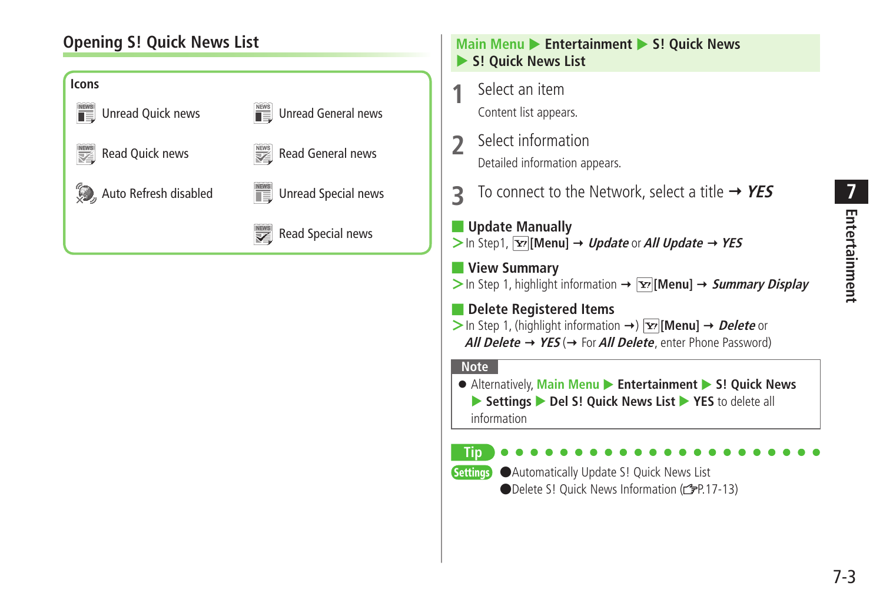## Opening S! Quick News List

**Icons**

| | |
|---|---|
| Unread Quick news | Unread General news |
| Read Quick news | Read General news |
| Auto Refresh disabled | Unread Special news |
| | Read Special news |

**Main Menu ▶ Entertainment ▶ S! Quick News ▶ S! Quick News List**

**1** Select an item

Content list appears.

**2** Select information

Detailed information appears.

**3** To connect to the Network, select a title → ***YES***

### Update Manually

> In Step1, **[Menu]** → ***Update*** or ***All Update*** → ***YES***

### View Summary

> In Step 1, highlight information → **[Menu]** → ***Summary Display***

### Delete Registered Items

> In Step 1, (highlight information →) **[Menu]** → ***Delete*** or ***All Delete*** → ***YES*** (→ For ***All Delete***, enter Phone Password)

**Note**

- Alternatively, Main Menu ▶ **Entertainment** ▶ **S! Quick News** ▶ **Settings** ▶ **Del S! Quick News List** ▶ **YES** to delete all information

**Tip**

**Settings**
- Automatically Update S! Quick News List
- Delete S! Quick News Information (☞P.17-13)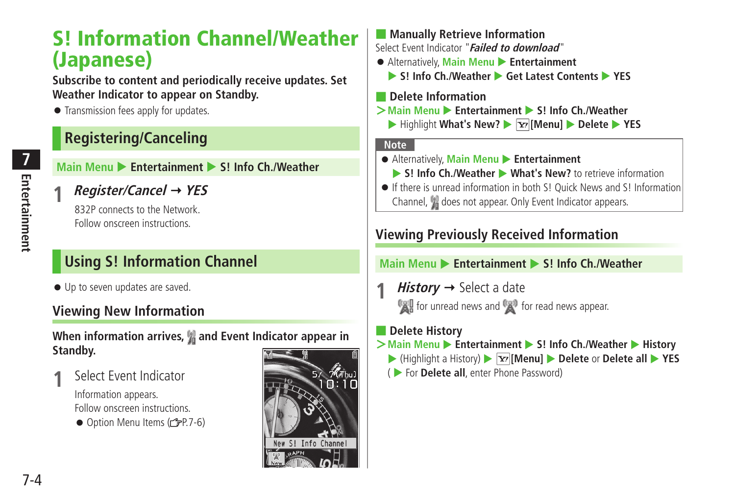# S! Information Channel/Weather (Japanese)

**Subscribe to content and periodically receive updates. Set Weather Indicator to appear on Standby.**

- Transmission fees apply for updates.

## Registering/Canceling

Main Menu ▶ **Entertainment** ▶ **S! Info Ch./Weather**

**1** ***Register/Cancel*** → ***YES***

832P connects to the Network.
Follow onscreen instructions.

## Using S! Information Channel

- Up to seven updates are saved.

### Viewing New Information

**When information arrives, and Event Indicator appear in Standby.**

**1** Select Event Indicator

Information appears.
Follow onscreen instructions.

- Option Menu Items (☞P.7-6)

#### Manually Retrieve Information

Select Event Indicator "***Failed to download***"

- Alternatively, Main Menu ▶ **Entertainment** ▶ **S! Info Ch./Weather** ▶ **Get Latest Contents** ▶ **YES**

#### Delete Information

> Main Menu ▶ **Entertainment** ▶ **S! Info Ch./Weather** ▶ Highlight **What's New?** ▶ **[Menu]** ▶ **Delete** ▶ **YES**

**Note**

- Alternatively, Main Menu ▶ **Entertainment** ▶ **S! Info Ch./Weather** ▶ **What's New?** to retrieve information
- If there is unread information in both S! Quick News and S! Information Channel, does not appear. Only Event Indicator appears.

### Viewing Previously Received Information

Main Menu ▶ **Entertainment** ▶ **S! Info Ch./Weather**

**1** ***History*** → Select a date

for unread news and for read news appear.

#### Delete History

> Main Menu ▶ **Entertainment** ▶ **S! Info Ch./Weather** ▶ **History** ▶ (Highlight a History) ▶ **[Menu]** ▶ **Delete** or **Delete all** ▶ **YES** ( ▶ For **Delete all**, enter Phone Password)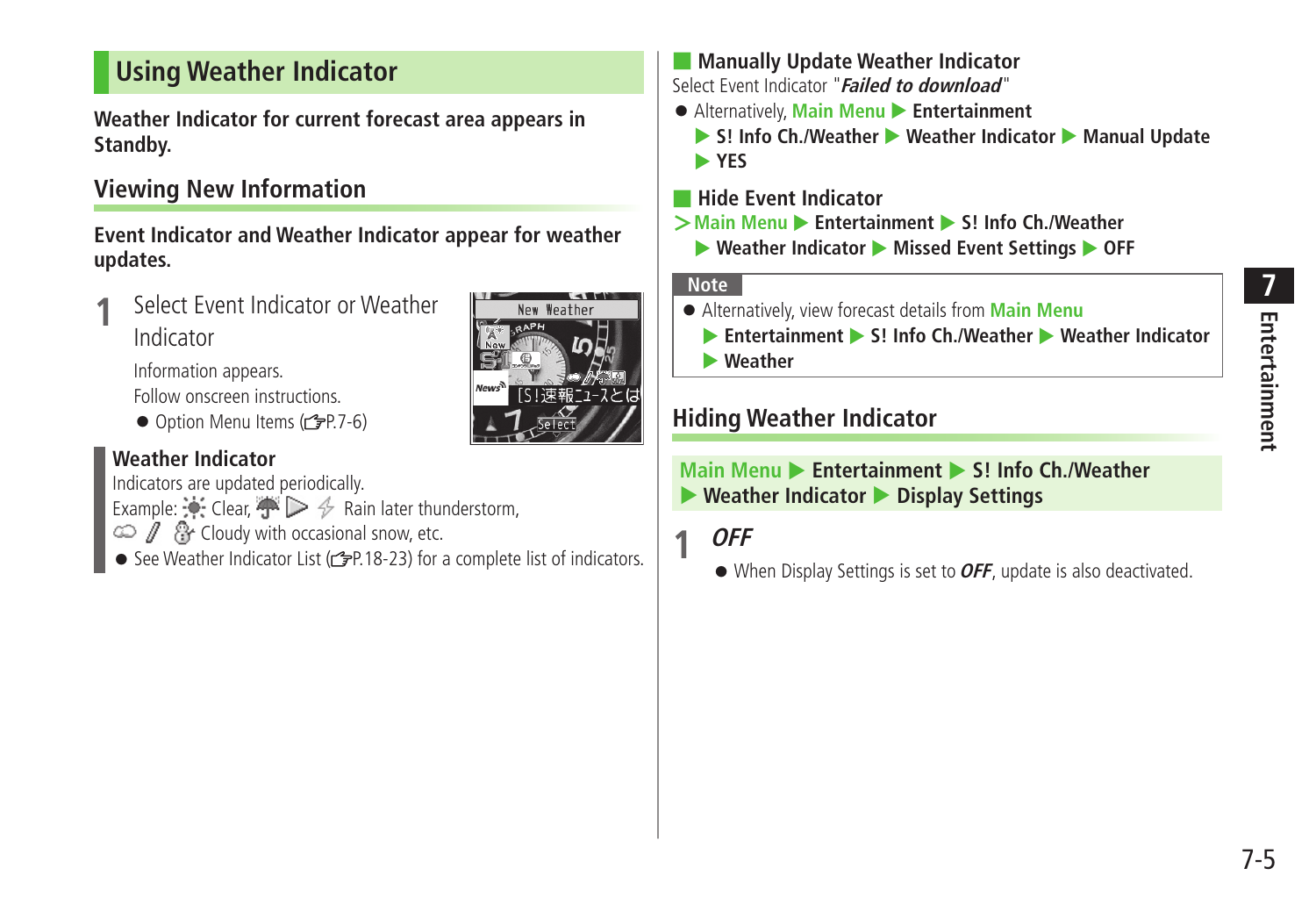## Using Weather Indicator

**Weather Indicator for current forecast area appears in Standby.**

### Viewing New Information

**Event Indicator and Weather Indicator appear for weather updates.**

**1** Select Event Indicator or Weather Indicator

Information appears.
Follow onscreen instructions.

- Option Menu Items (☞P.7-6)

**Weather Indicator**

Indicators are updated periodically.
Example: Clear, Rain later thunderstorm, Cloudy with occasional snow, etc.

- See Weather Indicator List (☞P.18-23) for a complete list of indicators.

#### Manually Update Weather Indicator

Select Event Indicator "*Failed to download*"

- Alternatively, Main Menu ▶ Entertainment ▶ S! Info Ch./Weather ▶ Weather Indicator ▶ Manual Update ▶ YES

#### Hide Event Indicator

> Main Menu ▶ Entertainment ▶ S! Info Ch./Weather ▶ Weather Indicator ▶ Missed Event Settings ▶ OFF

**Note**

- Alternatively, view forecast details from Main Menu ▶ Entertainment ▶ S! Info Ch./Weather ▶ Weather Indicator ▶ Weather

### Hiding Weather Indicator

Main Menu ▶ Entertainment ▶ S! Info Ch./Weather ▶ Weather Indicator ▶ Display Settings

**1** ***OFF***

- When Display Settings is set to ***OFF***, update is also deactivated.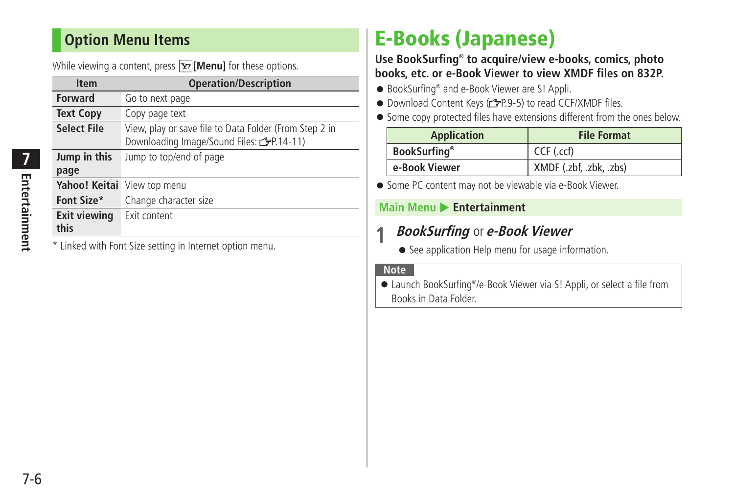## Option Menu Items

While viewing a content, press [Y!][Menu] for these options.

| Item | Operation/Description |
|---|---|
| **Forward** | Go to next page |
| **Text Copy** | Copy page text |
| **Select File** | View, play or save file to Data Folder (From Step 2 in Downloading Image/Sound Files: ☞P.14-11) |
| **Jump in this page** | Jump to top/end of page |
| **Yahoo! Keitai** | View top menu |
| **Font Size*** | Change character size |
| **Exit viewing this** | Exit content |

* Linked with Font Size setting in Internet option menu.

# E-Books (Japanese)

**Use BookSurfing® to acquire/view e-books, comics, photo books, etc. or e-Book Viewer to view XMDF files on 832P.**

- BookSurfing® and e-Book Viewer are S! Appli.
- Download Content Keys (☞P.9-5) to read CCF/XMDF files.
- Some copy protected files have extensions different from the ones below.

| Application | File Format |
|---|---|
| **BookSurfing®** | CCF (.ccf) |
| **e-Book Viewer** | XMDF (.zbf, .zbk, .zbs) |

- Some PC content may not be viewable via e-Book Viewer.

**Main Menu ▶ Entertainment**

**1** ***BookSurfing*** or ***e-Book Viewer***

- See application Help menu for usage information.

**Note**

- Launch BookSurfing®/e-Book Viewer via S! Appli, or select a file from Books in Data Folder.